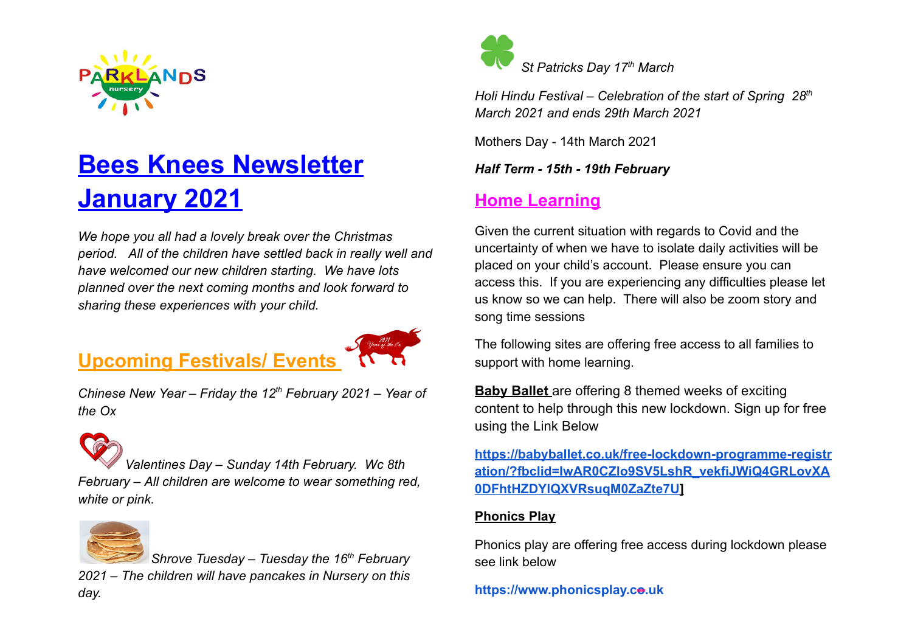# Bees Knees Newsletter January 2021

*We hope you all had a lovely break over the Christmas period. All of the children have settled back in really well and have welcomed our new children starting. We have lots planned over the next coming months and look forward to sharing these experiences with your child.*

## Upcoming Festivals/ Events

*Chinese New Year – Friday the 12th February 2021 – Year of the Ox*

*Valentines Day – Sunday 14th February. Wc 8th February – All children are welcome to wear something red, white or pink.*

*Shrove Tuesday – Tuesday the 16th February 2021 – The children will have pancakes in Nursery on this day.*

*St Patricks Day 17th March*

*Holi Hindu Festival – Celebration of the start of Spring 28th March 2021 and ends 29th March 2021*

Mothers Day - 14th March 2021

***Half Term - 15th - 19th February***

## Home Learning

Given the current situation with regards to Covid and the uncertainty of when we have to isolate daily activities will be placed on your child's account. Please ensure you can access this. If you are experiencing any difficulties please let us know so we can help. There will also be zoom story and song time sessions

The following sites are offering free access to all families to support with home learning.

**Baby Ballet** are offering 8 themed weeks of exciting content to help through this new lockdown. Sign up for free using the Link Below

**https://babyballet.co.uk/free-lockdown-programme-registration/?fbclid=IwAR0CZlo9SV5LshR_vekfiJWiQ4GRLovXA0DFhtHZDYIQXVRsuqM0ZaZte7U]**

**Phonics Play**

Phonics play are offering free access during lockdown please see link below

**https://www.phonicsplay.co.uk**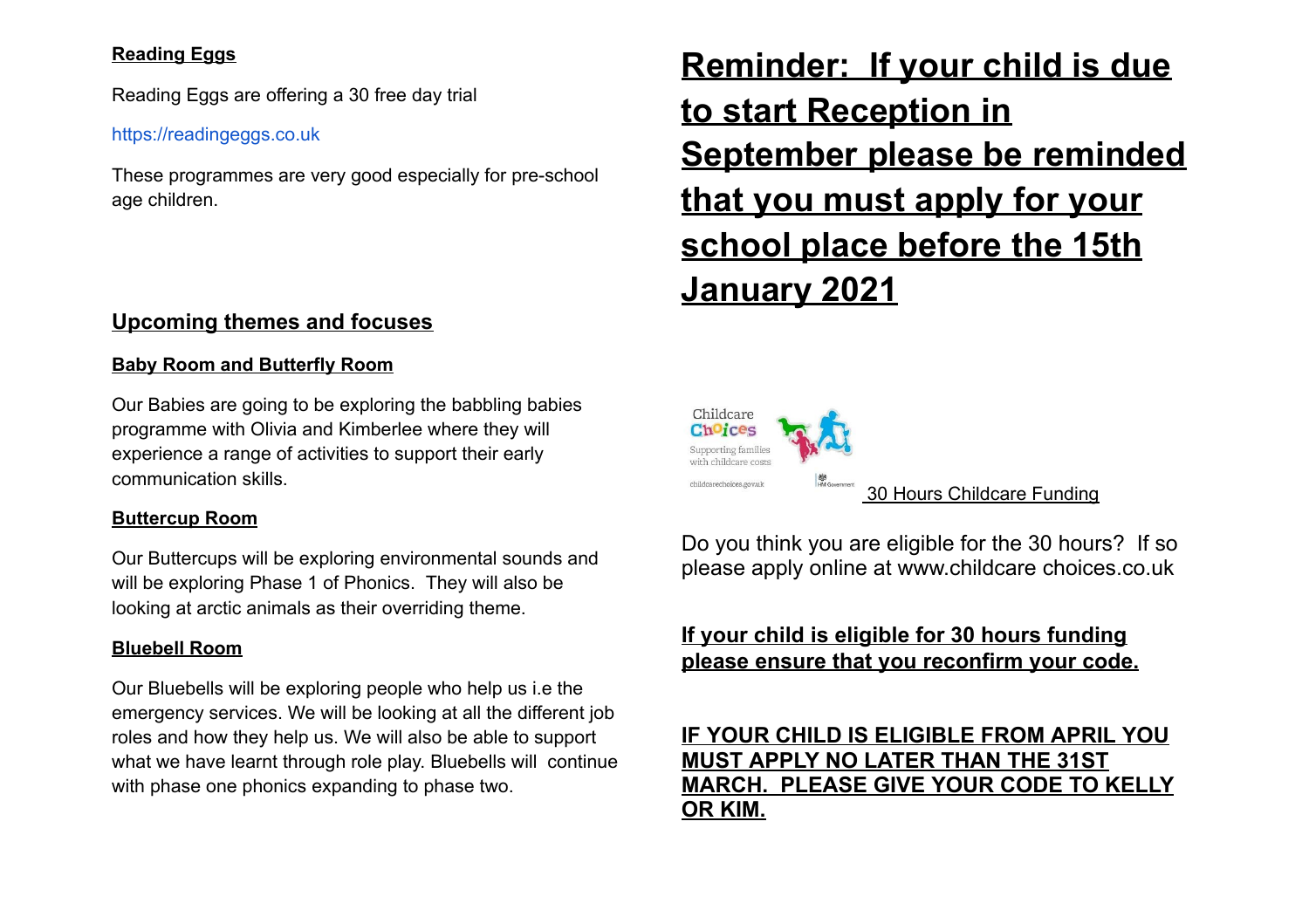**Reading Eggs**

Reading Eggs are offering a 30 free day trial

https://readingeggs.co.uk

These programmes are very good especially for pre-school age children.

## Upcoming themes and focuses

### Baby Room and Butterfly Room

Our Babies are going to be exploring the babbling babies programme with Olivia and Kimberlee where they will experience a range of activities to support their early communication skills.

### Buttercup Room

Our Buttercups will be exploring environmental sounds and will be exploring Phase 1 of Phonics. They will also be looking at arctic animals as their overriding theme.

### Bluebell Room

Our Bluebells will be exploring people who help us i.e the emergency services. We will be looking at all the different job roles and how they help us. We will also be able to support what we have learnt through role play. Bluebells will continue with phase one phonics expanding to phase two.

# Reminder: If your child is due to start Reception in September please be reminded that you must apply for your school place before the 15th January 2021

Childcare Choices

Supporting families with childcare costs

childcarechoices.gov.uk

HM Government

30 Hours Childcare Funding

Do you think you are eligible for the 30 hours? If so please apply online at www.childcare choices.co.uk

**If your child is eligible for 30 hours funding please ensure that you reconfirm your code.**

**IF YOUR CHILD IS ELIGIBLE FROM APRIL YOU MUST APPLY NO LATER THAN THE 31ST MARCH. PLEASE GIVE YOUR CODE TO KELLY OR KIM.**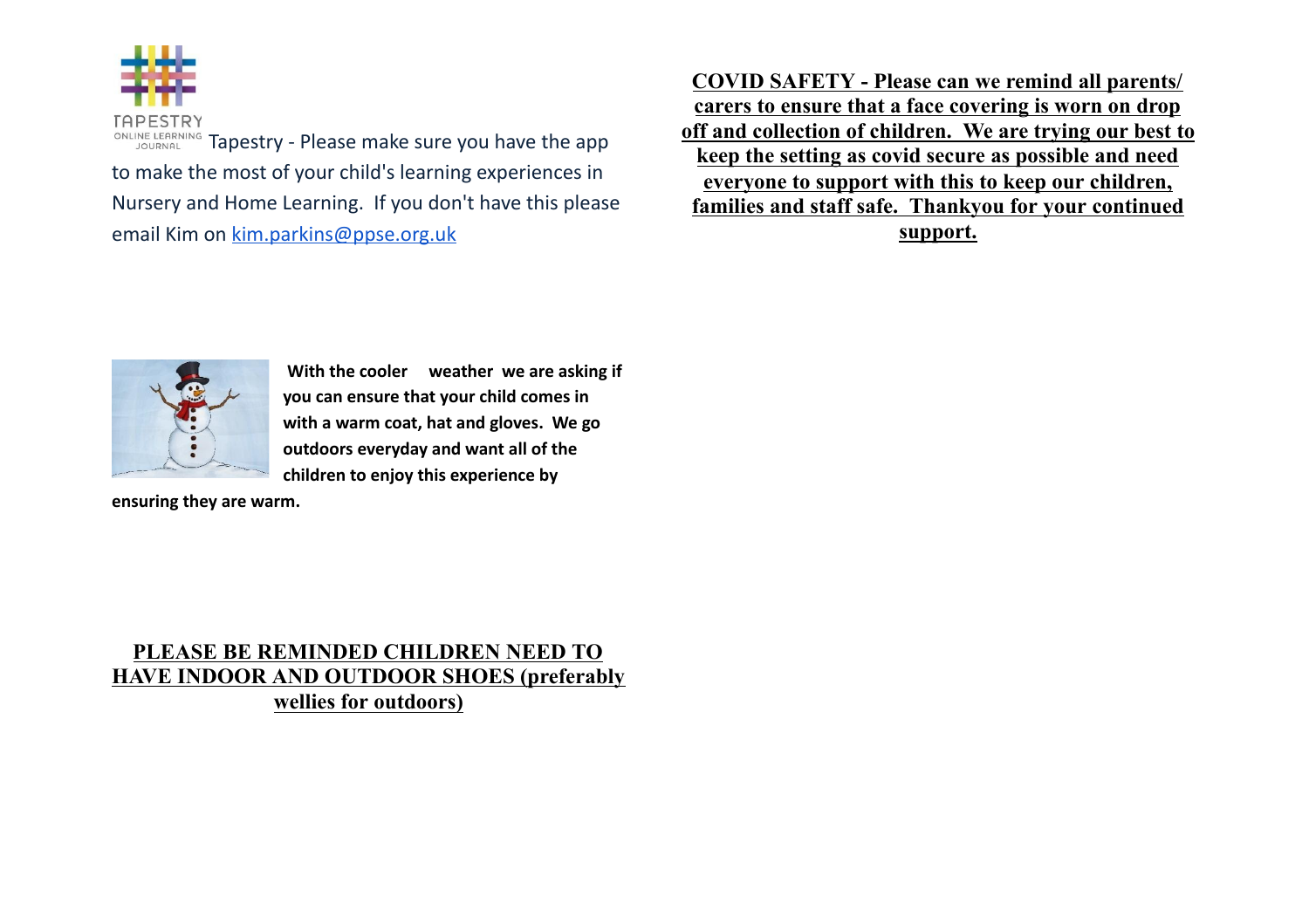TAPESTRY
ONLINE LEARNING JOURNAL

Tapestry - Please make sure you have the app to make the most of your child's learning experiences in Nursery and Home Learning. If you don't have this please email Kim on kim.parkins@ppse.org.uk

**COVID SAFETY - Please can we remind all parents/ carers to ensure that a face covering is worn on drop off and collection of children. We are trying our best to keep the setting as covid secure as possible and need everyone to support with this to keep our children, families and staff safe. Thankyou for your continued support.**

**With the cooler weather we are asking if you can ensure that your child comes in with a warm coat, hat and gloves. We go outdoors everyday and want all of the children to enjoy this experience by ensuring they are warm.**

**PLEASE BE REMINDED CHILDREN NEED TO HAVE INDOOR AND OUTDOOR SHOES (preferably wellies for outdoors)**